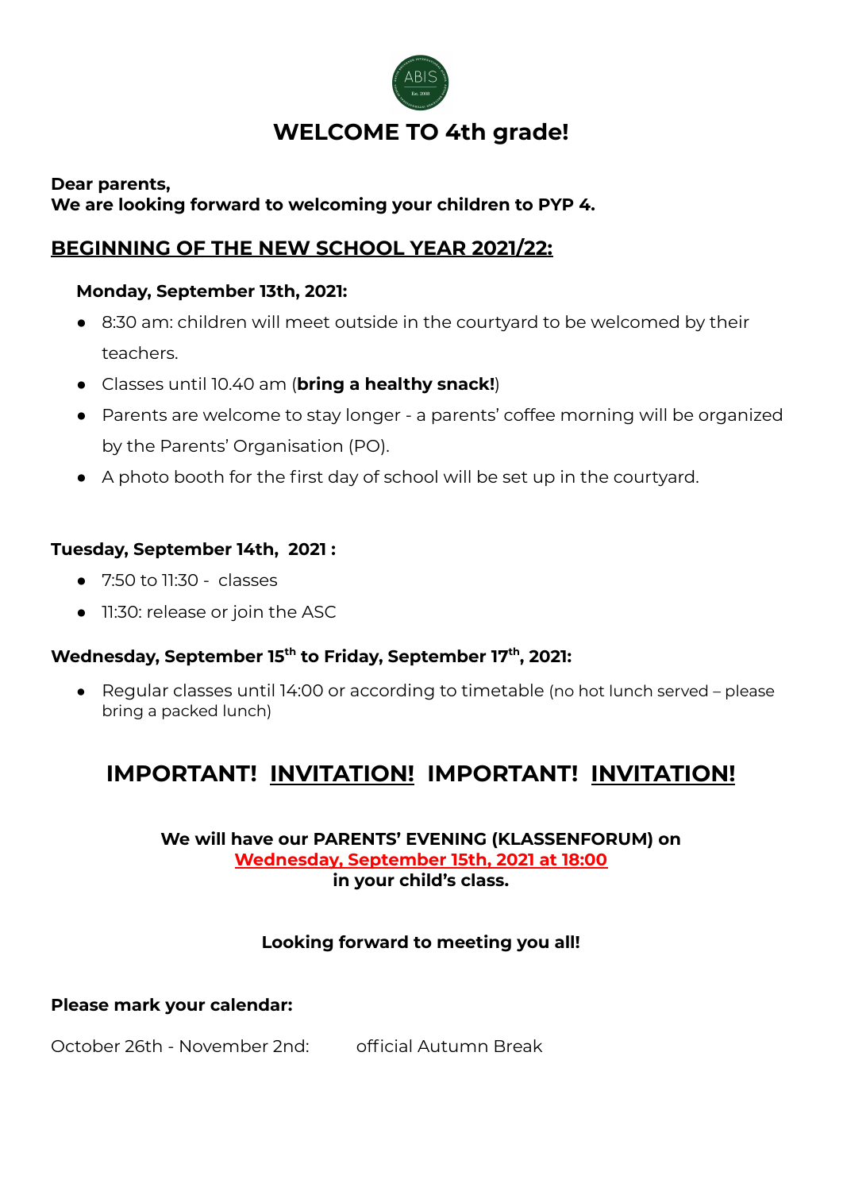# WELCOME TO 4th grade!

**Dear parents,**
**We are looking forward to welcoming your children to PYP 4.**

## BEGINNING OF THE NEW SCHOOL YEAR 2021/22:

**Monday, September 13th, 2021:**

- 8:30 am: children will meet outside in the courtyard to be welcomed by their teachers.
- Classes until 10.40 am (**bring a healthy snack!**)
- Parents are welcome to stay longer - a parents' coffee morning will be organized by the Parents' Organisation (PO).
- A photo booth for the first day of school will be set up in the courtyard.

**Tuesday, September 14th, 2021 :**

- 7:50 to 11:30 - classes
- 11:30: release or join the ASC

**Wednesday, September 15th to Friday, September 17th, 2021:**

- Regular classes until 14:00 or according to timetable (no hot lunch served – please bring a packed lunch)

## IMPORTANT! INVITATION! IMPORTANT! INVITATION!

**We will have our PARENTS' EVENING (KLASSENFORUM) on**
**Wednesday, September 15th, 2021 at 18:00**
**in your child's class.**

**Looking forward to meeting you all!**

**Please mark your calendar:**

October 26th - November 2nd: official Autumn Break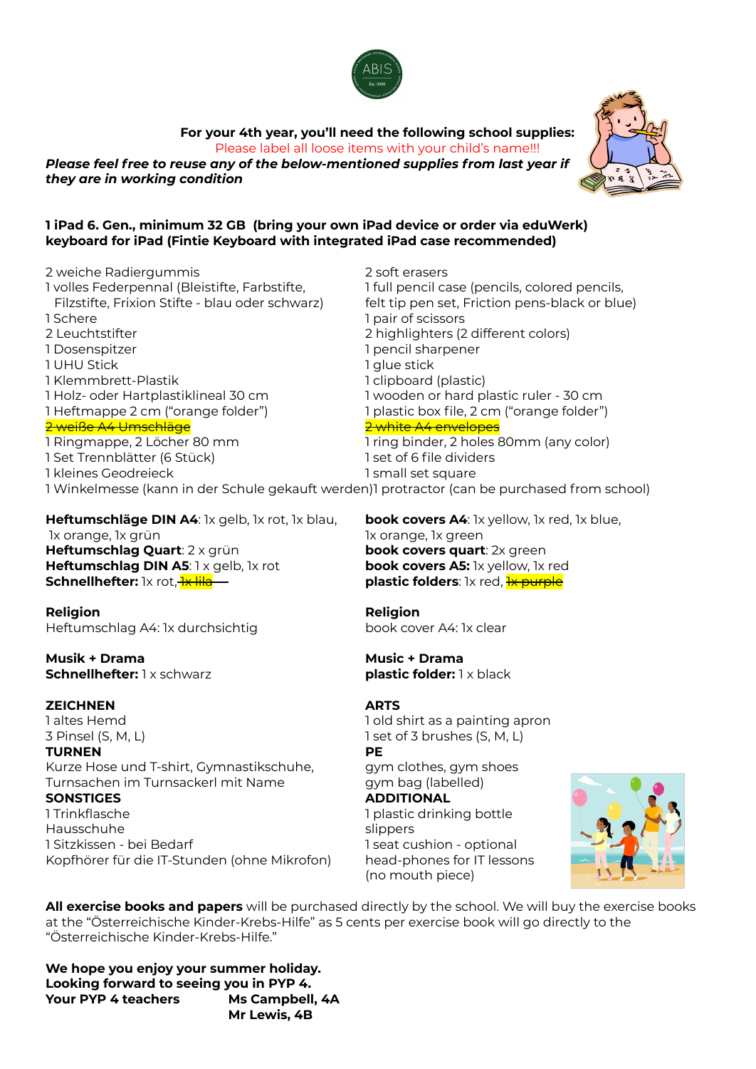**For your 4th year, you'll need the following school supplies:**

Please label all loose items with your child's name!!!

***Please feel free to reuse any of the below-mentioned supplies from last year if they are in working condition***

**1 iPad 6. Gen., minimum 32 GB (bring your own iPad device or order via eduWerk)**
**keyboard for iPad (Fintie Keyboard with integrated iPad case recommended)**

| | |
|---|---|
| 2 weiche Radiergummis | 2 soft erasers |
| 1 volles Federpennal (Bleistifte, Farbstifte, Filzstifte, Frixion Stifte - blau oder schwarz) | 1 full pencil case (pencils, colored pencils, felt tip pen set, Friction pens-black or blue) |
| 1 Schere | 1 pair of scissors |
| 2 Leuchtstifter | 2 highlighters (2 different colors) |
| 1 Dosenspitzer | 1 pencil sharpener |
| 1 UHU Stick | 1 glue stick |
| 1 Klemmbrett-Plastik | 1 clipboard (plastic) |
| 1 Holz- oder Hartplastiklineal 30 cm | 1 wooden or hard plastic ruler - 30 cm |
| 1 Heftmappe 2 cm ("orange folder") | 1 plastic box file, 2 cm ("orange folder") |
| ~~2 weiße A4 Umschläge~~ | ~~2 white A4 envelopes~~ |
| 1 Ringmappe, 2 Löcher 80 mm | 1 ring binder, 2 holes 80mm (any color) |
| 1 Set Trennblätter (6 Stück) | 1 set of 6 file dividers |
| 1 kleines Geodreieck | 1 small set square |
| 1 Winkelmesse (kann in der Schule gekauft werden) | 1 protractor (can be purchased from school) |

**Heftumschläge DIN A4**: 1x gelb, 1x rot, 1x blau, 1x orange, 1x grün
**Heftumschlag Quart**: 2 x grün
**Heftumschlag DIN A5**: 1 x gelb, 1x rot
**Schnellhefter:** 1x rot, ~~1x lila~~

**book covers A4**: 1x yellow, 1x red, 1x blue, 1x orange, 1x green
**book covers quart**: 2x green
**book covers A5:** 1x yellow, 1x red
**plastic folders**: 1x red, ~~1x purple~~

**Religion**
Heftumschlag A4: 1x durchsichtig

**Religion**
book cover A4: 1x clear

**Musik + Drama**
**Schnellhefter:** 1 x schwarz

**Music + Drama**
**plastic folder:** 1 x black

**ZEICHNEN**
1 altes Hemd
3 Pinsel (S, M, L)

**TURNEN**
Kurze Hose und T-shirt, Gymnastikschuhe, Turnsachen im Turnsackerl mit Name

**SONSTIGES**
1 Trinkflasche
Hausschuhe
1 Sitzkissen - bei Bedarf
Kopfhörer für die IT-Stunden (ohne Mikrofon)

**ARTS**
1 old shirt as a painting apron
1 set of 3 brushes (S, M, L)

**PE**
gym clothes, gym shoes
gym bag (labelled)

**ADDITIONAL**
1 plastic drinking bottle
slippers
1 seat cushion - optional
head-phones for IT lessons (no mouth piece)

**All exercise books and papers** will be purchased directly by the school. We will buy the exercise books at the "Österreichische Kinder-Krebs-Hilfe" as 5 cents per exercise book will go directly to the "Österreichische Kinder-Krebs-Hilfe."

**We hope you enjoy your summer holiday.**
**Looking forward to seeing you in PYP 4.**
**Your PYP 4 teachers** **Ms Campbell, 4A**
**Mr Lewis, 4B**